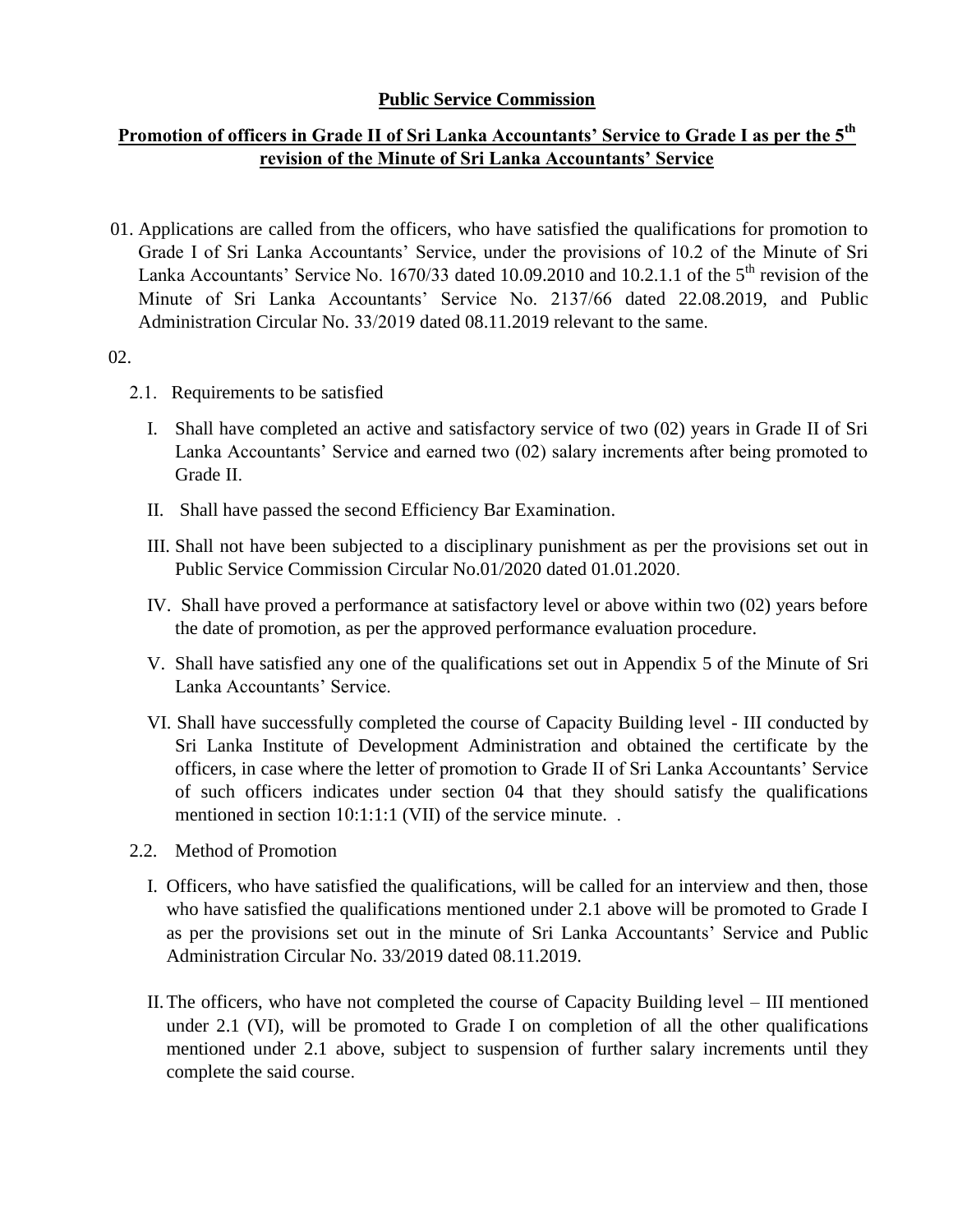**Public Service Commission**

**Promotion of officers in Grade II of Sri Lanka Accountants' Service to Grade I as per the 5th revision of the Minute of Sri Lanka Accountants' Service**

01. Applications are called from the officers, who have satisfied the qualifications for promotion to Grade I of Sri Lanka Accountants' Service, under the provisions of 10.2 of the Minute of Sri Lanka Accountants' Service No. 1670/33 dated 10.09.2010 and 10.2.1.1 of the 5th revision of the Minute of Sri Lanka Accountants' Service No. 2137/66 dated 22.08.2019, and Public Administration Circular No. 33/2019 dated 08.11.2019 relevant to the same.

02.

2.1. Requirements to be satisfied

I. Shall have completed an active and satisfactory service of two (02) years in Grade II of Sri Lanka Accountants' Service and earned two (02) salary increments after being promoted to Grade II.

II. Shall have passed the second Efficiency Bar Examination.

III. Shall not have been subjected to a disciplinary punishment as per the provisions set out in Public Service Commission Circular No.01/2020 dated 01.01.2020.

IV. Shall have proved a performance at satisfactory level or above within two (02) years before the date of promotion, as per the approved performance evaluation procedure.

V. Shall have satisfied any one of the qualifications set out in Appendix 5 of the Minute of Sri Lanka Accountants' Service.

VI. Shall have successfully completed the course of Capacity Building level - III conducted by Sri Lanka Institute of Development Administration and obtained the certificate by the officers, in case where the letter of promotion to Grade II of Sri Lanka Accountants' Service of such officers indicates under section 04 that they should satisfy the qualifications mentioned in section 10:1:1:1 (VII) of the service minute. .

2.2. Method of Promotion

I. Officers, who have satisfied the qualifications, will be called for an interview and then, those who have satisfied the qualifications mentioned under 2.1 above will be promoted to Grade I as per the provisions set out in the minute of Sri Lanka Accountants' Service and Public Administration Circular No. 33/2019 dated 08.11.2019.

II. The officers, who have not completed the course of Capacity Building level – III mentioned under 2.1 (VI), will be promoted to Grade I on completion of all the other qualifications mentioned under 2.1 above, subject to suspension of further salary increments until they complete the said course.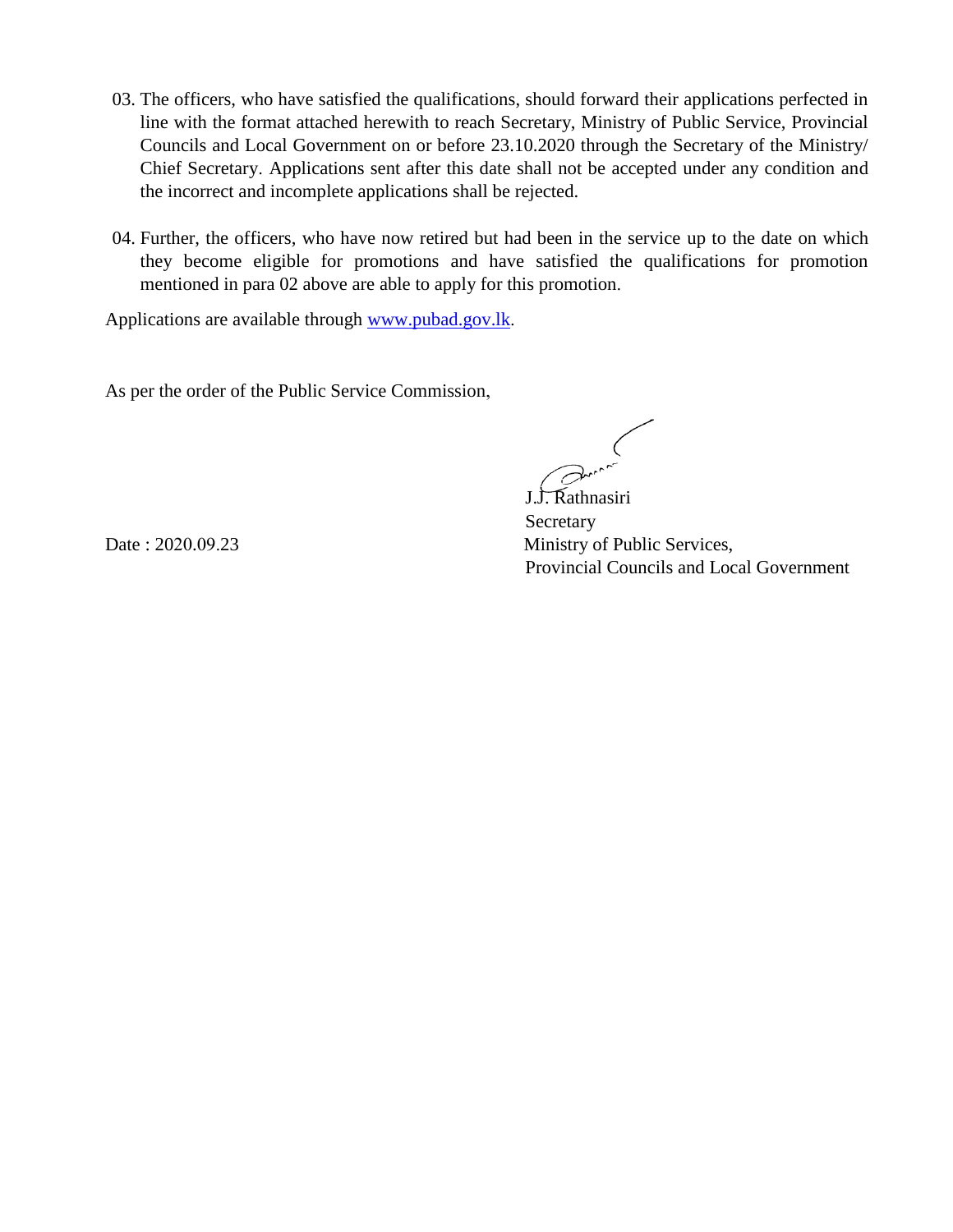03. The officers, who have satisfied the qualifications, should forward their applications perfected in line with the format attached herewith to reach Secretary, Ministry of Public Service, Provincial Councils and Local Government on or before 23.10.2020 through the Secretary of the Ministry/ Chief Secretary. Applications sent after this date shall not be accepted under any condition and the incorrect and incomplete applications shall be rejected.

04. Further, the officers, who have now retired but had been in the service up to the date on which they become eligible for promotions and have satisfied the qualifications for promotion mentioned in para 02 above are able to apply for this promotion.

Applications are available through www.pubad.gov.lk.

As per the order of the Public Service Commission,

J.J. Rathnasiri
Secretary
Ministry of Public Services,
Provincial Councils and Local Government

Date : 2020.09.23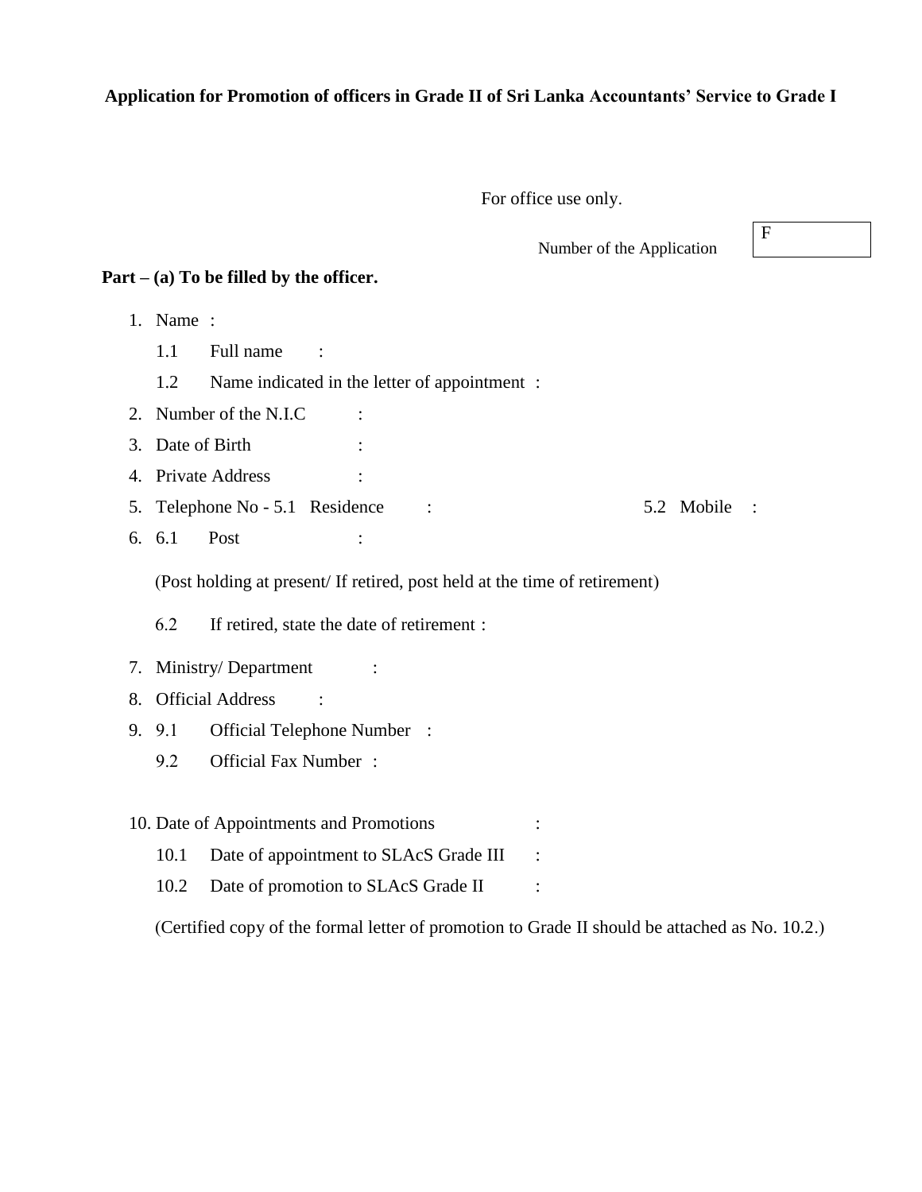**Application for Promotion of officers in Grade II of Sri Lanka Accountants' Service to Grade I**

For office use only.

Number of the Application | F |

**Part – (a) To be filled by the officer.**

1. Name :
   - 1.1 Full name :
   - 1.2 Name indicated in the letter of appointment :
2. Number of the N.I.C :
3. Date of Birth :
4. Private Address :
5. Telephone No - 5.1 Residence : 5.2 Mobile :
6. 6.1 Post :

   (Post holding at present/ If retired, post held at the time of retirement)

   6.2 If retired, state the date of retirement :
7. Ministry/ Department :
8. Official Address :
9. 9.1 Official Telephone Number :
   - 9.2 Official Fax Number :
10. Date of Appointments and Promotions :
    - 10.1 Date of appointment to SLAcS Grade III :
    - 10.2 Date of promotion to SLAcS Grade II :

    (Certified copy of the formal letter of promotion to Grade II should be attached as No. 10.2.)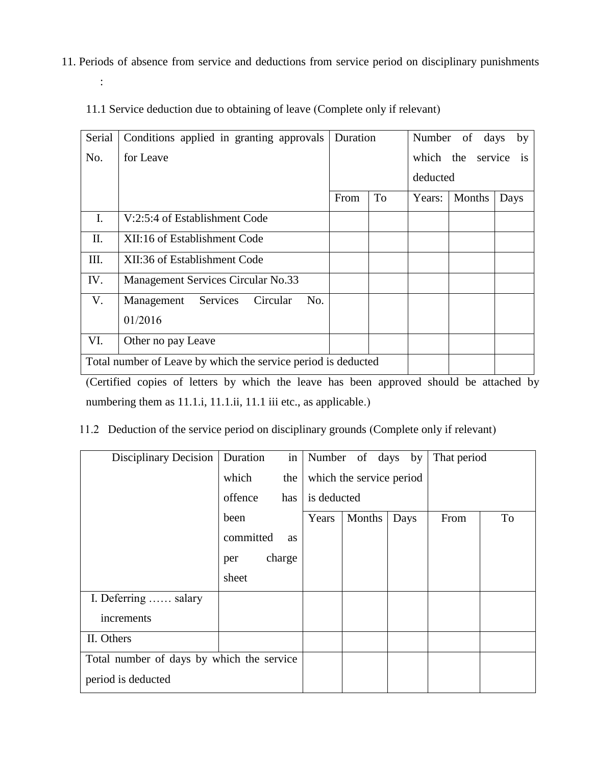11. Periods of absence from service and deductions from service period on disciplinary punishments :

11.1 Service deduction due to obtaining of leave (Complete only if relevant)

| Serial No. | Conditions applied in granting approvals for Leave | Duration | | Number of days by which the service is deducted | | |
|---|---|---|---|---|---|---|
| | | From | To | Years: | Months | Days |
| I. | V:2:5:4 of Establishment Code | | | | | |
| II. | XII:16 of Establishment Code | | | | | |
| III. | XII:36 of Establishment Code | | | | | |
| IV. | Management Services Circular No.33 | | | | | |
| V. | Management Services Circular No. 01/2016 | | | | | |
| VI. | Other no pay Leave | | | | | |
| Total number of Leave by which the service period is deducted | | | | | | |

(Certified copies of letters by which the leave has been approved should be attached by numbering them as 11.1.i, 11.1.ii, 11.1 iii etc., as applicable.)

11.2 Deduction of the service period on disciplinary grounds (Complete only if relevant)

| Disciplinary Decision | Duration in which the offence has been committed as per charge sheet | Number of days by which the service period is deducted | | | That period | |
|---|---|---|---|---|---|---|
| | | Years | Months | Days | From | To |
| I. Deferring …… salary increments | | | | | | |
| II. Others | | | | | | |
| Total number of days by which the service period is deducted | | | | | | |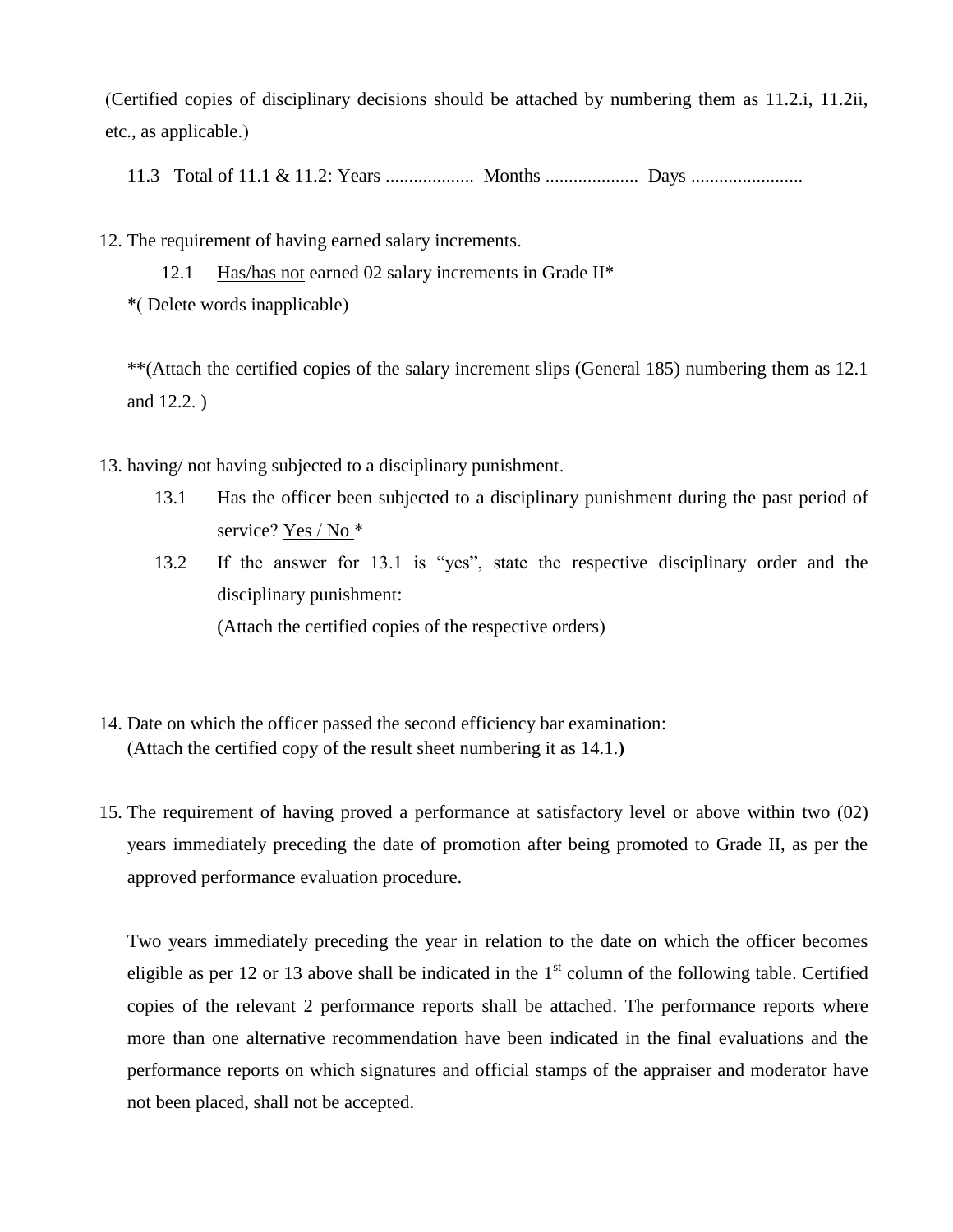(Certified copies of disciplinary decisions should be attached by numbering them as 11.2.i, 11.2ii, etc., as applicable.)

11.3 Total of 11.1 & 11.2: Years ................... Months .................... Days ........................

12. The requirement of having earned salary increments.

    12.1 Has/has not earned 02 salary increments in Grade II*

    *( Delete words inapplicable)

    **(Attach the certified copies of the salary increment slips (General 185) numbering them as 12.1 and 12.2. )

13. having/ not having subjected to a disciplinary punishment.

    13.1 Has the officer been subjected to a disciplinary punishment during the past period of service? Yes / No *

    13.2 If the answer for 13.1 is "yes", state the respective disciplinary order and the disciplinary punishment:

    (Attach the certified copies of the respective orders)

14. Date on which the officer passed the second efficiency bar examination:
    (Attach the certified copy of the result sheet numbering it as 14.1.)

15. The requirement of having proved a performance at satisfactory level or above within two (02) years immediately preceding the date of promotion after being promoted to Grade II, as per the approved performance evaluation procedure.

    Two years immediately preceding the year in relation to the date on which the officer becomes eligible as per 12 or 13 above shall be indicated in the 1st column of the following table. Certified copies of the relevant 2 performance reports shall be attached. The performance reports where more than one alternative recommendation have been indicated in the final evaluations and the performance reports on which signatures and official stamps of the appraiser and moderator have not been placed, shall not be accepted.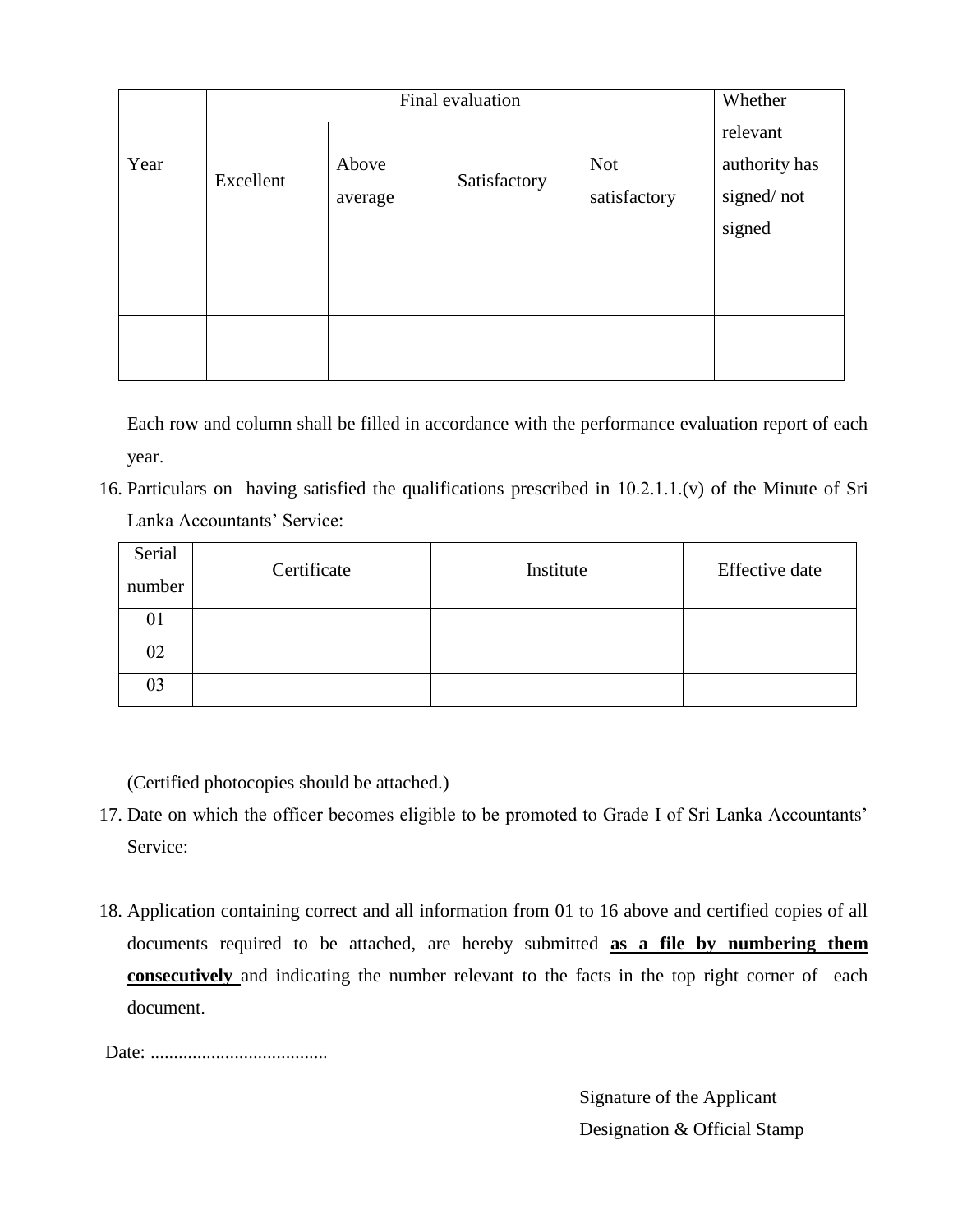| Year | Final evaluation | | | | Whether relevant authority has signed/ not signed |
|---|---|---|---|---|---|
| | Excellent | Above average | Satisfactory | Not satisfactory | |
| | | | | | |
| | | | | | |

Each row and column shall be filled in accordance with the performance evaluation report of each year.

16. Particulars on having satisfied the qualifications prescribed in 10.2.1.1.(v) of the Minute of Sri Lanka Accountants' Service:

| Serial number | Certificate | Institute | Effective date |
|---|---|---|---|
| 01 | | | |
| 02 | | | |
| 03 | | | |

(Certified photocopies should be attached.)

17. Date on which the officer becomes eligible to be promoted to Grade I of Sri Lanka Accountants' Service:

18. Application containing correct and all information from 01 to 16 above and certified copies of all documents required to be attached, are hereby submitted **as a file by numbering them consecutively** and indicating the number relevant to the facts in the top right corner of each document.

Date: ......................................

Signature of the Applicant
Designation & Official Stamp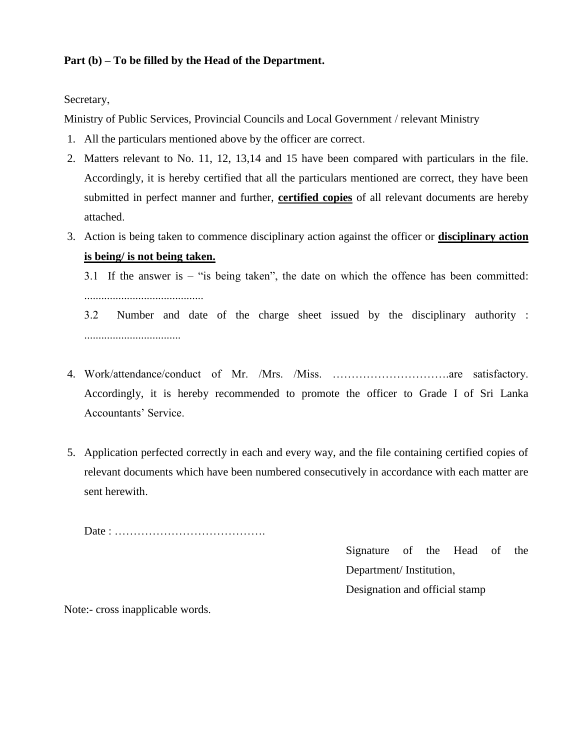**Part (b) – To be filled by the Head of the Department.**

Secretary,

Ministry of Public Services, Provincial Councils and Local Government / relevant Ministry

1. All the particulars mentioned above by the officer are correct.
2. Matters relevant to No. 11, 12, 13,14 and 15 have been compared with particulars in the file. Accordingly, it is hereby certified that all the particulars mentioned are correct, they have been submitted in perfect manner and further, **certified copies** of all relevant documents are hereby attached.
3. Action is being taken to commence disciplinary action against the officer or **disciplinary action is being/ is not being taken.**

   3.1 If the answer is – "is being taken", the date on which the offence has been committed: ..........................................

   3.2 Number and date of the charge sheet issued by the disciplinary authority : ..................................

4. Work/attendance/conduct of Mr. /Mrs. /Miss. ………………………….are satisfactory. Accordingly, it is hereby recommended to promote the officer to Grade I of Sri Lanka Accountants' Service.

5. Application perfected correctly in each and every way, and the file containing certified copies of relevant documents which have been numbered consecutively in accordance with each matter are sent herewith.

Date : ………………………………….

Signature of the Head of the Department/ Institution,
Designation and official stamp

Note:- cross inapplicable words.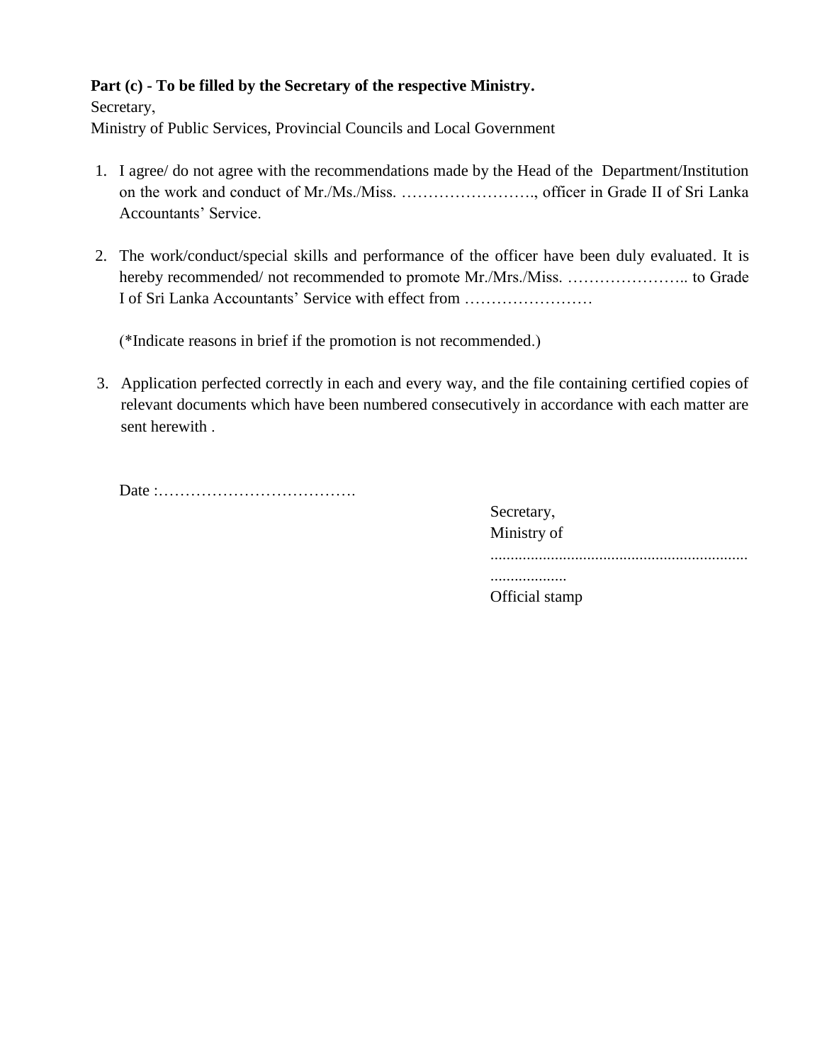**Part (c) - To be filled by the Secretary of the respective Ministry.**

Secretary,
Ministry of Public Services, Provincial Councils and Local Government

1. I agree/ do not agree with the recommendations made by the Head of the Department/Institution on the work and conduct of Mr./Ms./Miss. ……………………., officer in Grade II of Sri Lanka Accountants' Service.

2. The work/conduct/special skills and performance of the officer have been duly evaluated. It is hereby recommended/ not recommended to promote Mr./Mrs./Miss. ………………….. to Grade I of Sri Lanka Accountants' Service with effect from ……………………

   (*Indicate reasons in brief if the promotion is not recommended.)

3. Application perfected correctly in each and every way, and the file containing certified copies of relevant documents which have been numbered consecutively in accordance with each matter are sent herewith .

Date :……………………………….

Secretary,
Ministry of
...............................................................
...................
Official stamp